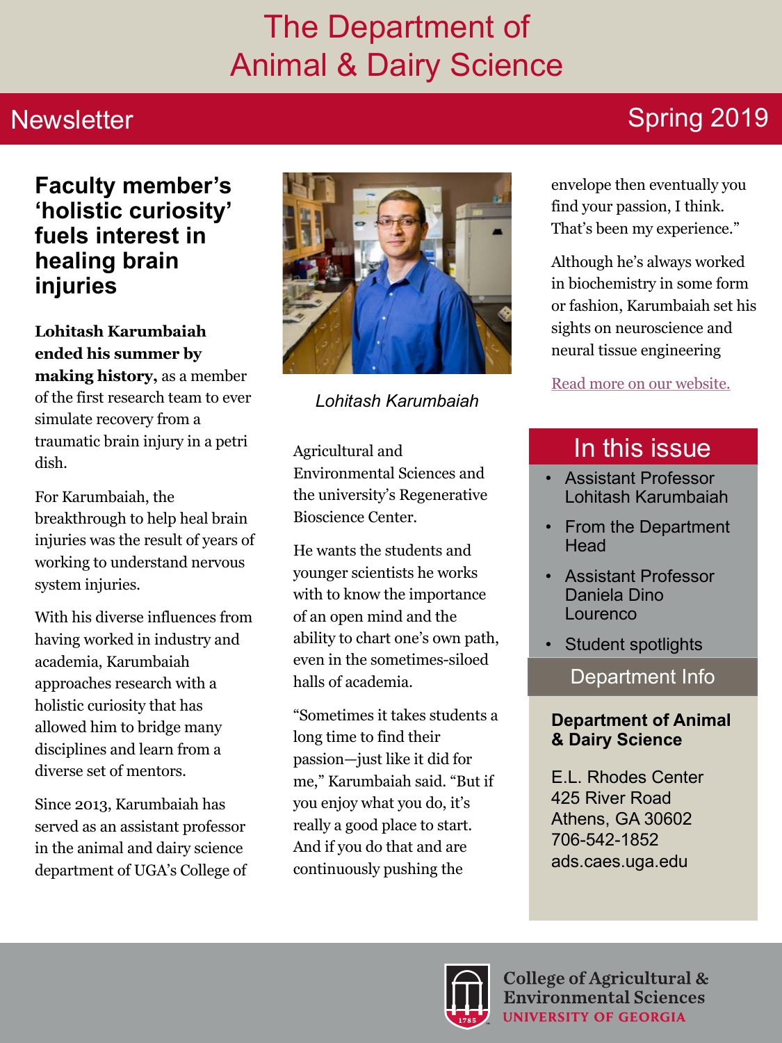# The Department of Animal & Dairy Science

Newsletter — Spring 2019

## Faculty member's 'holistic curiosity' fuels interest in healing brain injuries

**Lohitash Karumbaiah ended his summer by making history,** as a member of the first research team to ever simulate recovery from a traumatic brain injury in a petri dish.

For Karumbaiah, the breakthrough to help heal brain injuries was the result of years of working to understand nervous system injuries.

With his diverse influences from having worked in industry and academia, Karumbaiah approaches research with a holistic curiosity that has allowed him to bridge many disciplines and learn from a diverse set of mentors.

Since 2013, Karumbaiah has served as an assistant professor in the animal and dairy science department of UGA's College of Agricultural and Environmental Sciences and the university's Regenerative Bioscience Center.

*Lohitash Karumbaiah*

He wants the students and younger scientists he works with to know the importance of an open mind and the ability to chart one's own path, even in the sometimes-siloed halls of academia.

"Sometimes it takes students a long time to find their passion—just like it did for me," Karumbaiah said. "But if you enjoy what you do, it's really a good place to start. And if you do that and are continuously pushing the envelope then eventually you find your passion, I think. That's been my experience."

Although he's always worked in biochemistry in some form or fashion, Karumbaiah set his sights on neuroscience and neural tissue engineering

Read more on our website.

## In this issue

- Assistant Professor Lohitash Karumbaiah
- From the Department Head
- Assistant Professor Daniela Dino Lourenco
- Student spotlights

## Department Info

**Department of Animal & Dairy Science**

E.L. Rhodes Center
425 River Road
Athens, GA 30602
706-542-1852
ads.caes.uga.edu

College of Agricultural & Environmental Sciences
UNIVERSITY OF GEORGIA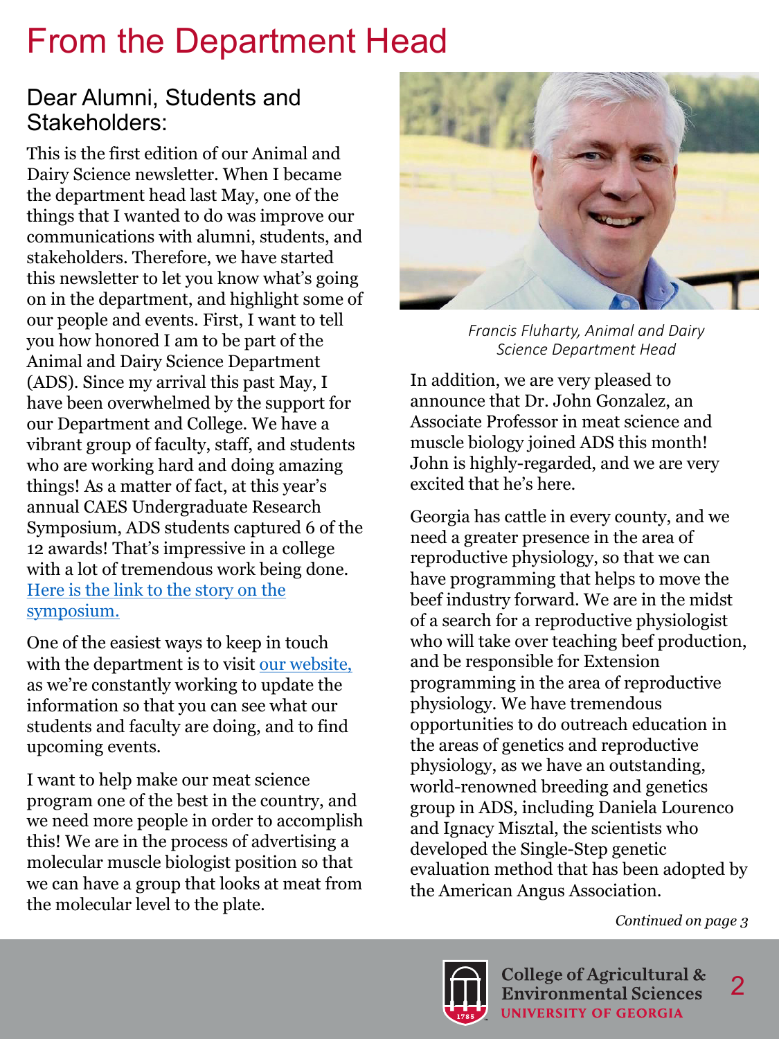# From the Department Head

## Dear Alumni, Students and Stakeholders:

This is the first edition of our Animal and Dairy Science newsletter. When I became the department head last May, one of the things that I wanted to do was improve our communications with alumni, students, and stakeholders. Therefore, we have started this newsletter to let you know what's going on in the department, and highlight some of our people and events. First, I want to tell you how honored I am to be part of the Animal and Dairy Science Department (ADS). Since my arrival this past May, I have been overwhelmed by the support for our Department and College. We have a vibrant group of faculty, staff, and students who are working hard and doing amazing things! As a matter of fact, at this year's annual CAES Undergraduate Research Symposium, ADS students captured 6 of the 12 awards! That's impressive in a college with a lot of tremendous work being done. Here is the link to the story on the symposium.

One of the easiest ways to keep in touch with the department is to visit our website, as we're constantly working to update the information so that you can see what our students and faculty are doing, and to find upcoming events.

I want to help make our meat science program one of the best in the country, and we need more people in order to accomplish this! We are in the process of advertising a molecular muscle biologist position so that we can have a group that looks at meat from the molecular level to the plate.

*Francis Fluharty, Animal and Dairy Science Department Head*

In addition, we are very pleased to announce that Dr. John Gonzalez, an Associate Professor in meat science and muscle biology joined ADS this month! John is highly-regarded, and we are very excited that he's here.

Georgia has cattle in every county, and we need a greater presence in the area of reproductive physiology, so that we can have programming that helps to move the beef industry forward. We are in the midst of a search for a reproductive physiologist who will take over teaching beef production, and be responsible for Extension programming in the area of reproductive physiology. We have tremendous opportunities to do outreach education in the areas of genetics and reproductive physiology, as we have an outstanding, world-renowned breeding and genetics group in ADS, including Daniela Lourenco and Ignacy Misztal, the scientists who developed the Single-Step genetic evaluation method that has been adopted by the American Angus Association.

*Continued on page 3*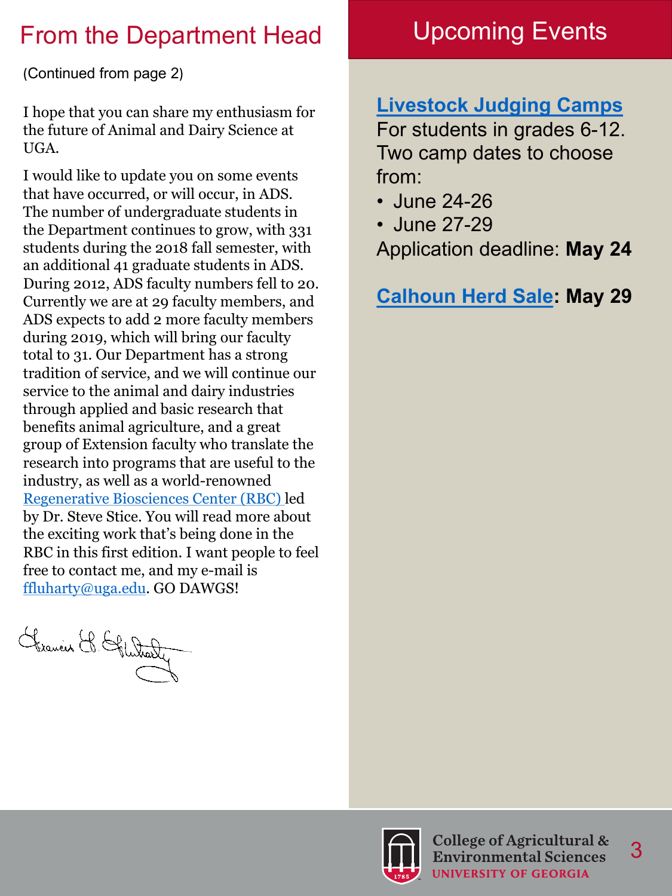## From the Department Head

(Continued from page 2)

I hope that you can share my enthusiasm for the future of Animal and Dairy Science at UGA.

I would like to update you on some events that have occurred, or will occur, in ADS. The number of undergraduate students in the Department continues to grow, with 331 students during the 2018 fall semester, with an additional 41 graduate students in ADS. During 2012, ADS faculty numbers fell to 20. Currently we are at 29 faculty members, and ADS expects to add 2 more faculty members during 2019, which will bring our faculty total to 31. Our Department has a strong tradition of service, and we will continue our service to the animal and dairy industries through applied and basic research that benefits animal agriculture, and a great group of Extension faculty who translate the research into programs that are useful to the industry, as well as a world-renowned Regenerative Biosciences Center (RBC) led by Dr. Steve Stice. You will read more about the exciting work that's being done in the RBC in this first edition. I want people to feel free to contact me, and my e-mail is ffluharty@uga.edu. GO DAWGS!

## Upcoming Events

**Livestock Judging Camps**
For students in grades 6-12. Two camp dates to choose from:

- June 24-26
- June 27-29

Application deadline: **May 24**

**Calhoun Herd Sale: May 29**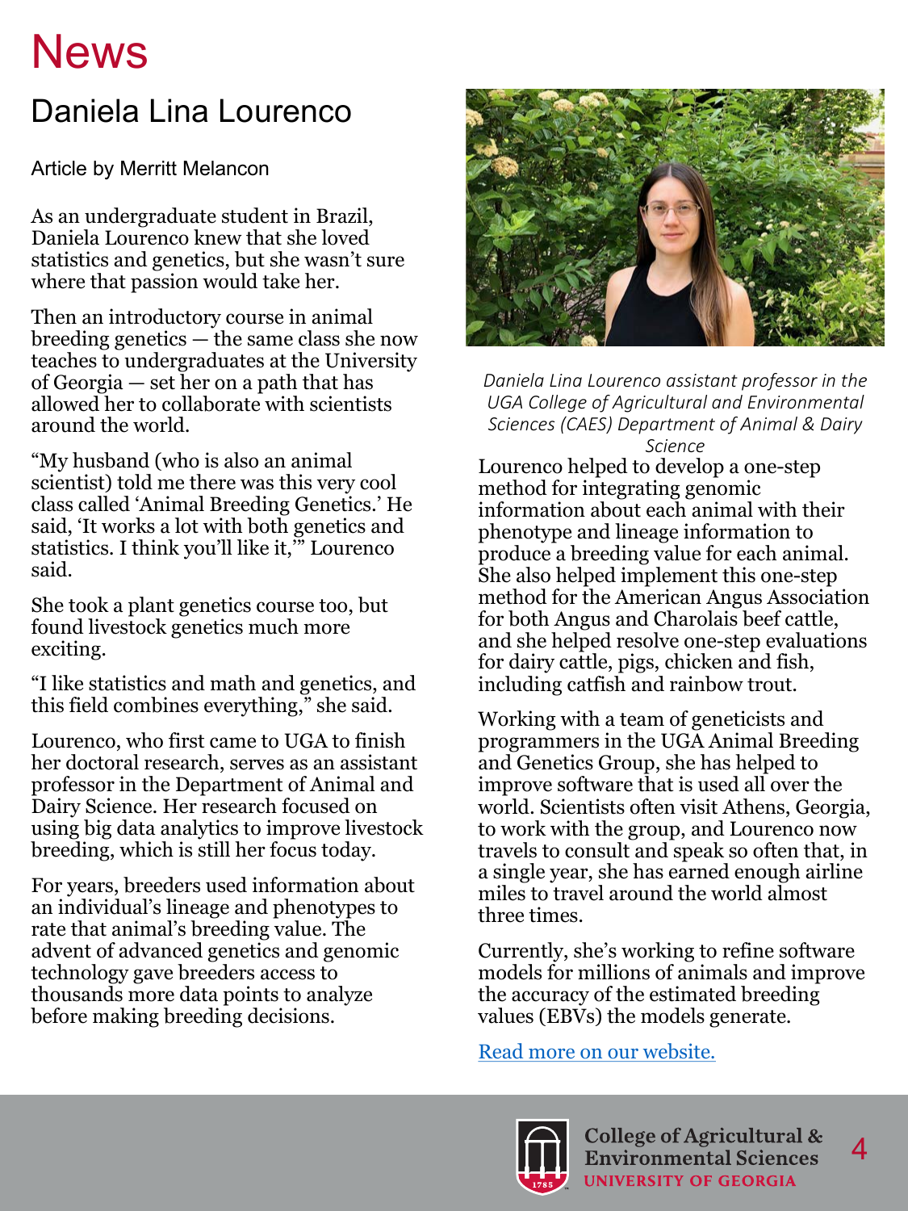# News

## Daniela Lina Lourenco

Article by Merritt Melancon

As an undergraduate student in Brazil, Daniela Lourenco knew that she loved statistics and genetics, but she wasn't sure where that passion would take her.

Then an introductory course in animal breeding genetics — the same class she now teaches to undergraduates at the University of Georgia — set her on a path that has allowed her to collaborate with scientists around the world.

"My husband (who is also an animal scientist) told me there was this very cool class called 'Animal Breeding Genetics.' He said, 'It works a lot with both genetics and statistics. I think you'll like it,'" Lourenco said.

She took a plant genetics course too, but found livestock genetics much more exciting.

"I like statistics and math and genetics, and this field combines everything," she said.

Lourenco, who first came to UGA to finish her doctoral research, serves as an assistant professor in the Department of Animal and Dairy Science. Her research focused on using big data analytics to improve livestock breeding, which is still her focus today.

For years, breeders used information about an individual's lineage and phenotypes to rate that animal's breeding value. The advent of advanced genetics and genomic technology gave breeders access to thousands more data points to analyze before making breeding decisions.

*Daniela Lina Lourenco assistant professor in the UGA College of Agricultural and Environmental Sciences (CAES) Department of Animal & Dairy Science*

Lourenco helped to develop a one-step method for integrating genomic information about each animal with their phenotype and lineage information to produce a breeding value for each animal. She also helped implement this one-step method for the American Angus Association for both Angus and Charolais beef cattle, and she helped resolve one-step evaluations for dairy cattle, pigs, chicken and fish, including catfish and rainbow trout.

Working with a team of geneticists and programmers in the UGA Animal Breeding and Genetics Group, she has helped to improve software that is used all over the world. Scientists often visit Athens, Georgia, to work with the group, and Lourenco now travels to consult and speak so often that, in a single year, she has earned enough airline miles to travel around the world almost three times.

Currently, she's working to refine software models for millions of animals and improve the accuracy of the estimated breeding values (EBVs) the models generate.

[Read more on our website.]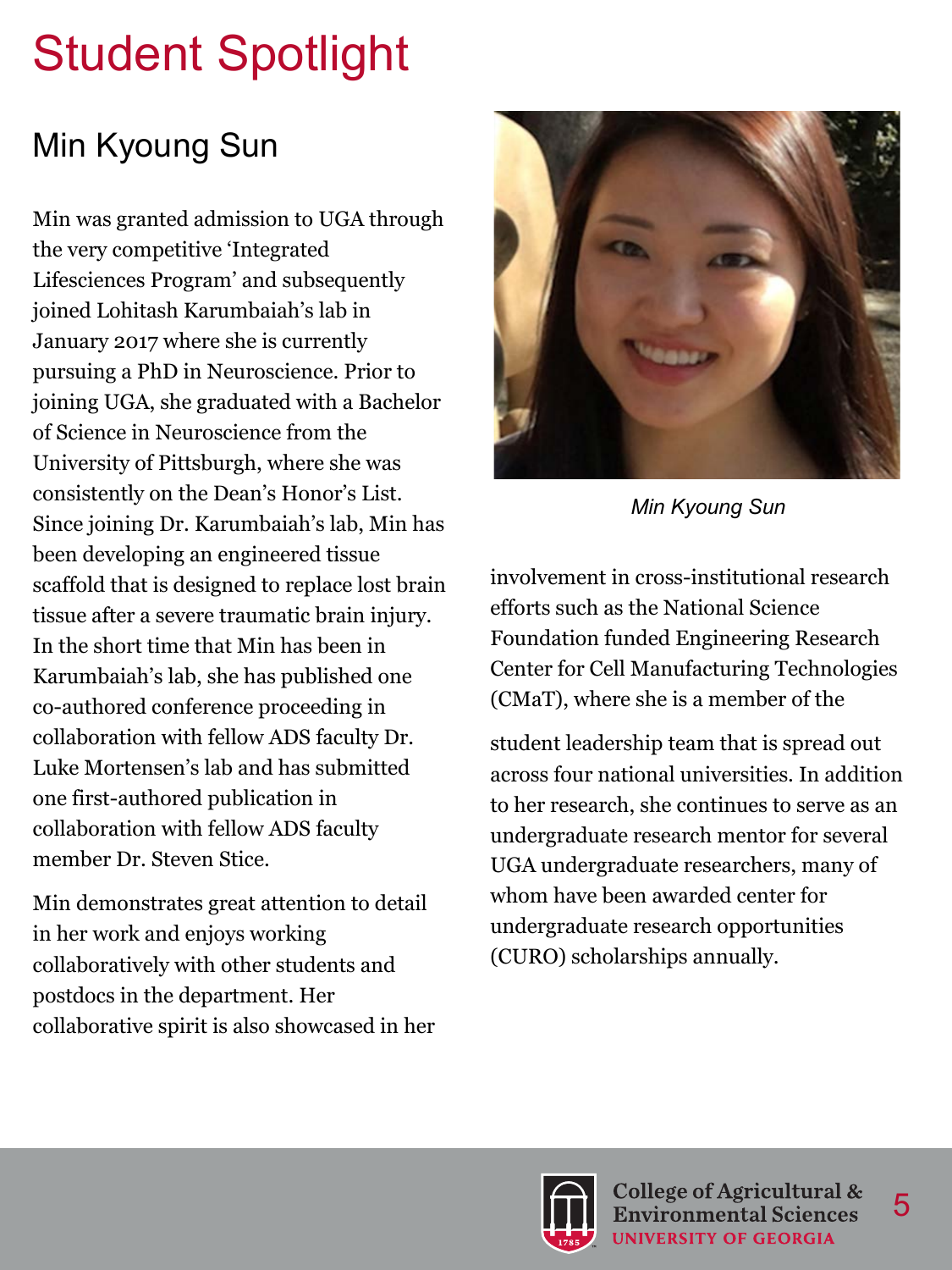# Student Spotlight

## Min Kyoung Sun

Min was granted admission to UGA through the very competitive 'Integrated Lifesciences Program' and subsequently joined Lohitash Karumbaiah's lab in January 2017 where she is currently pursuing a PhD in Neuroscience. Prior to joining UGA, she graduated with a Bachelor of Science in Neuroscience from the University of Pittsburgh, where she was consistently on the Dean's Honor's List. Since joining Dr. Karumbaiah's lab, Min has been developing an engineered tissue scaffold that is designed to replace lost brain tissue after a severe traumatic brain injury. In the short time that Min has been in Karumbaiah's lab, she has published one co-authored conference proceeding in collaboration with fellow ADS faculty Dr. Luke Mortensen's lab and has submitted one first-authored publication in collaboration with fellow ADS faculty member Dr. Steven Stice.

Min demonstrates great attention to detail in her work and enjoys working collaboratively with other students and postdocs in the department. Her collaborative spirit is also showcased in her involvement in cross-institutional research efforts such as the National Science Foundation funded Engineering Research Center for Cell Manufacturing Technologies (CMaT), where she is a member of the student leadership team that is spread out across four national universities. In addition to her research, she continues to serve as an undergraduate research mentor for several UGA undergraduate researchers, many of whom have been awarded center for undergraduate research opportunities (CURO) scholarships annually.

*Min Kyoung Sun*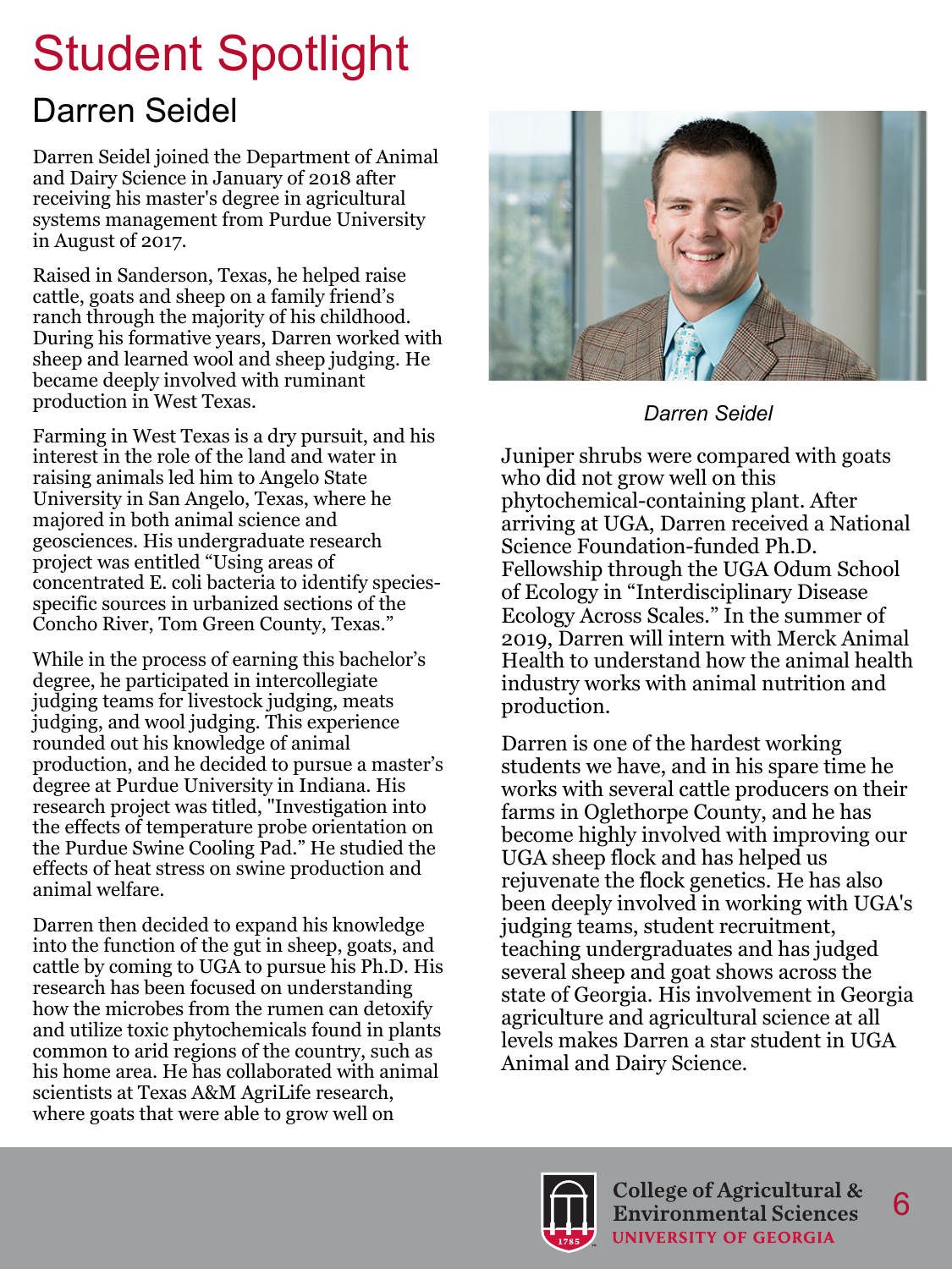# Student Spotlight

## Darren Seidel

Darren Seidel joined the Department of Animal and Dairy Science in January of 2018 after receiving his master's degree in agricultural systems management from Purdue University in August of 2017.

Raised in Sanderson, Texas, he helped raise cattle, goats and sheep on a family friend's ranch through the majority of his childhood. During his formative years, Darren worked with sheep and learned wool and sheep judging. He became deeply involved with ruminant production in West Texas.

Farming in West Texas is a dry pursuit, and his interest in the role of the land and water in raising animals led him to Angelo State University in San Angelo, Texas, where he majored in both animal science and geosciences. His undergraduate research project was entitled "Using areas of concentrated E. coli bacteria to identify species-specific sources in urbanized sections of the Concho River, Tom Green County, Texas."

While in the process of earning this bachelor's degree, he participated in intercollegiate judging teams for livestock judging, meats judging, and wool judging. This experience rounded out his knowledge of animal production, and he decided to pursue a master's degree at Purdue University in Indiana. His research project was titled, "Investigation into the effects of temperature probe orientation on the Purdue Swine Cooling Pad." He studied the effects of heat stress on swine production and animal welfare.

Darren then decided to expand his knowledge into the function of the gut in sheep, goats, and cattle by coming to UGA to pursue his Ph.D. His research has been focused on understanding how the microbes from the rumen can detoxify and utilize toxic phytochemicals found in plants common to arid regions of the country, such as his home area. He has collaborated with animal scientists at Texas A&M AgriLife research, where goats that were able to grow well on Juniper shrubs were compared with goats who did not grow well on this phytochemical-containing plant. After arriving at UGA, Darren received a National Science Foundation-funded Ph.D. Fellowship through the UGA Odum School of Ecology in "Interdisciplinary Disease Ecology Across Scales." In the summer of 2019, Darren will intern with Merck Animal Health to understand how the animal health industry works with animal nutrition and production.

*Darren Seidel*

Darren is one of the hardest working students we have, and in his spare time he works with several cattle producers on their farms in Oglethorpe County, and he has become highly involved with improving our UGA sheep flock and has helped us rejuvenate the flock genetics. He has also been deeply involved in working with UGA's judging teams, student recruitment, teaching undergraduates and has judged several sheep and goat shows across the state of Georgia. His involvement in Georgia agriculture and agricultural science at all levels makes Darren a star student in UGA Animal and Dairy Science.

College of Agricultural & Environmental Sciences
UNIVERSITY OF GEORGIA